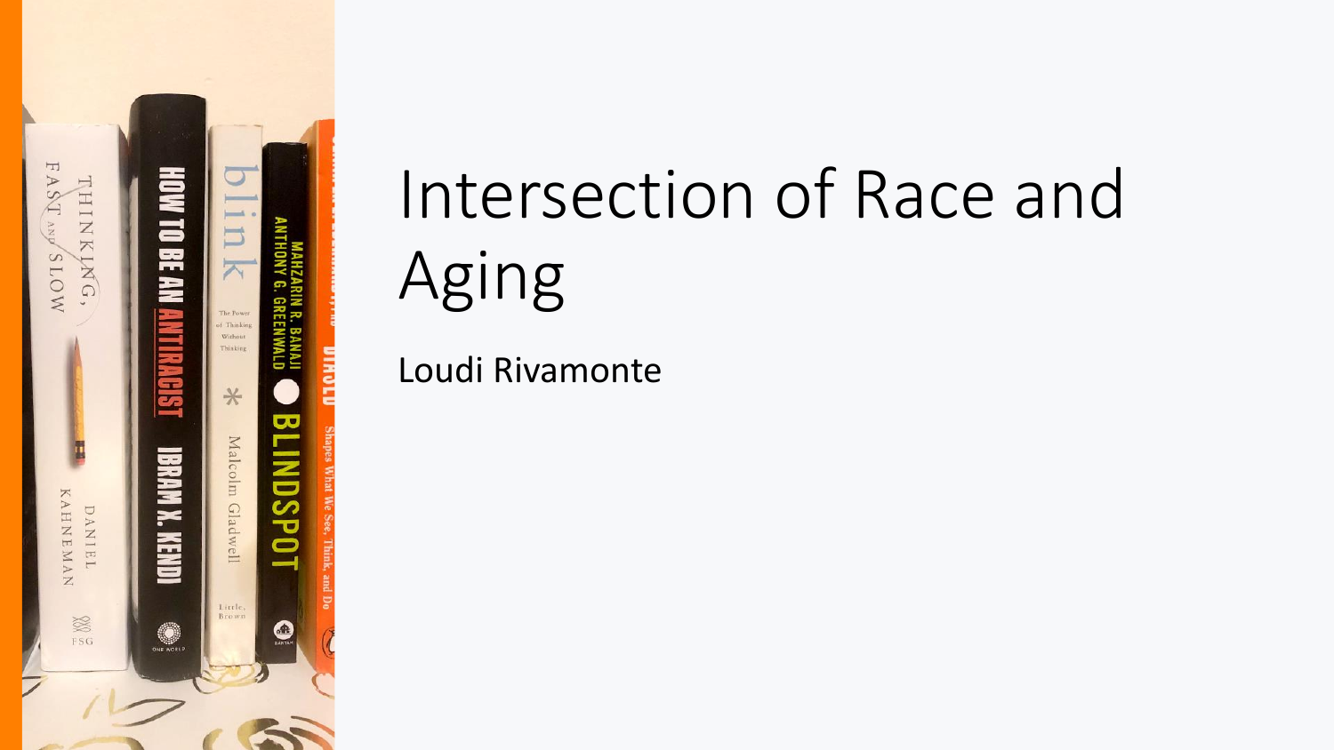# Intersection of Race and Aging

Loudi Rivamonte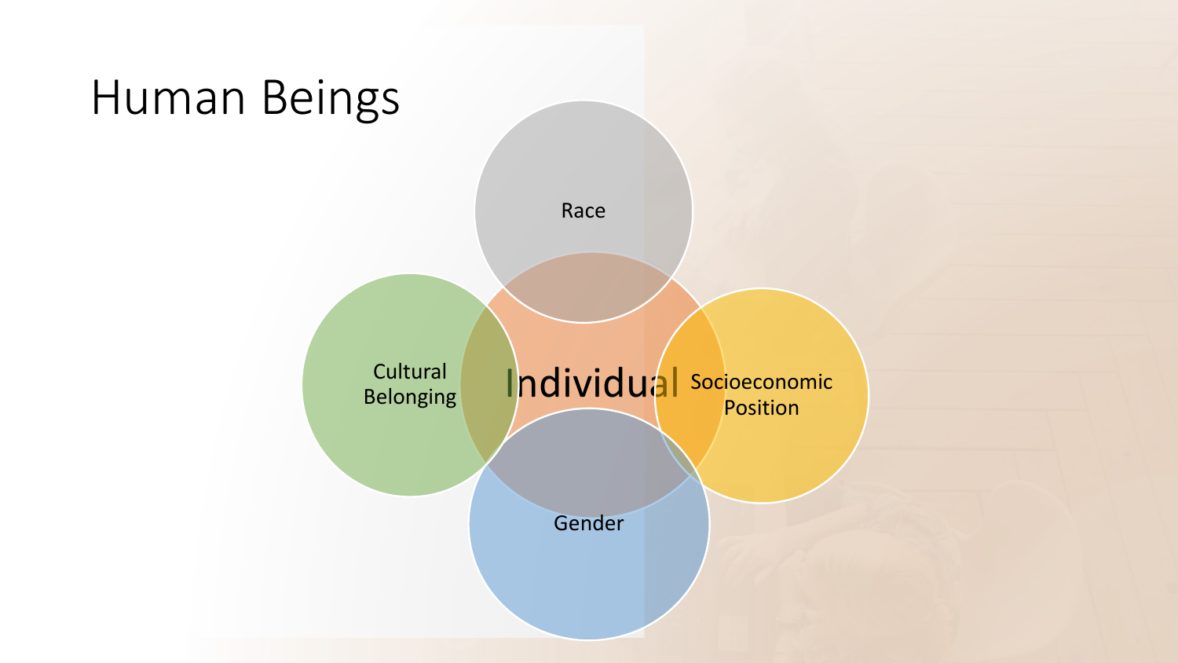# Human Beings

Race

Cultural Belonging

Individual

Socioeconomic Position

Gender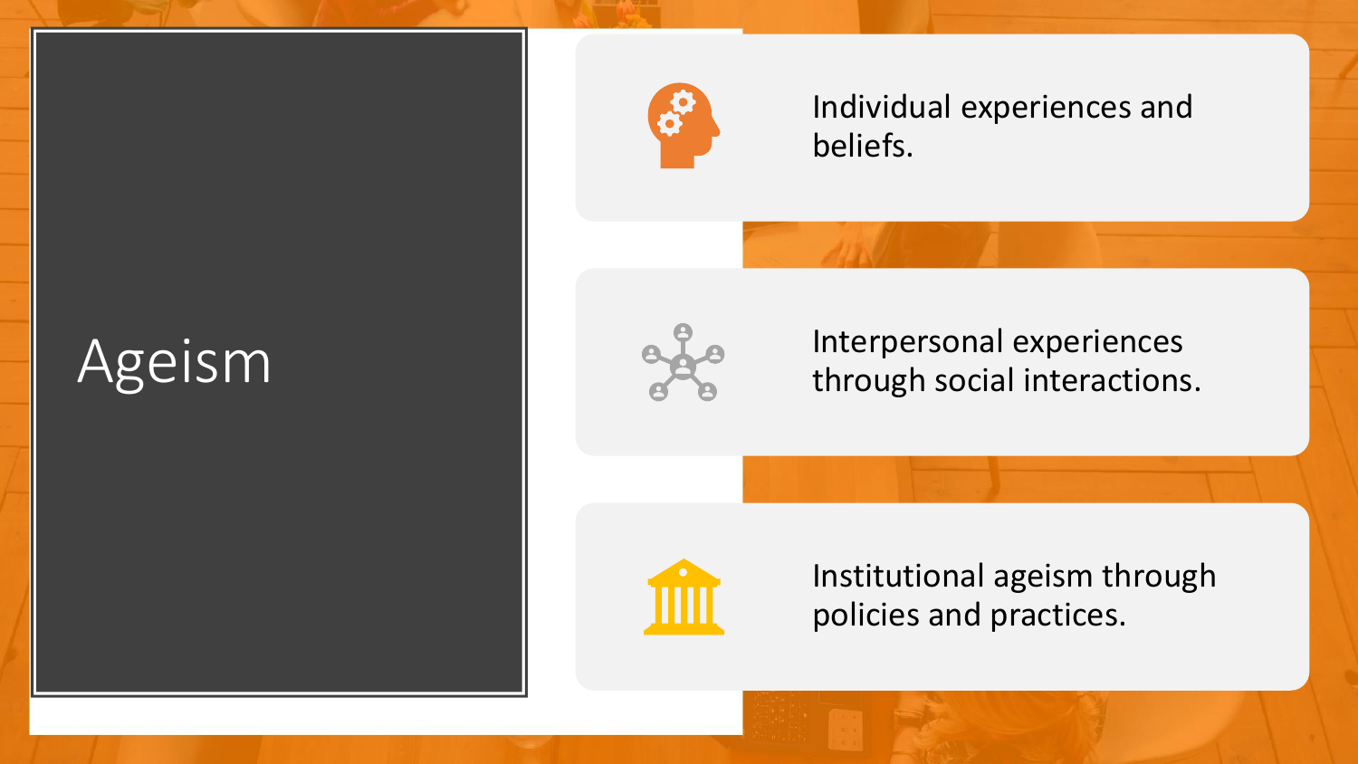# Ageism

- Individual experiences and beliefs.
- Interpersonal experiences through social interactions.
- Institutional ageism through policies and practices.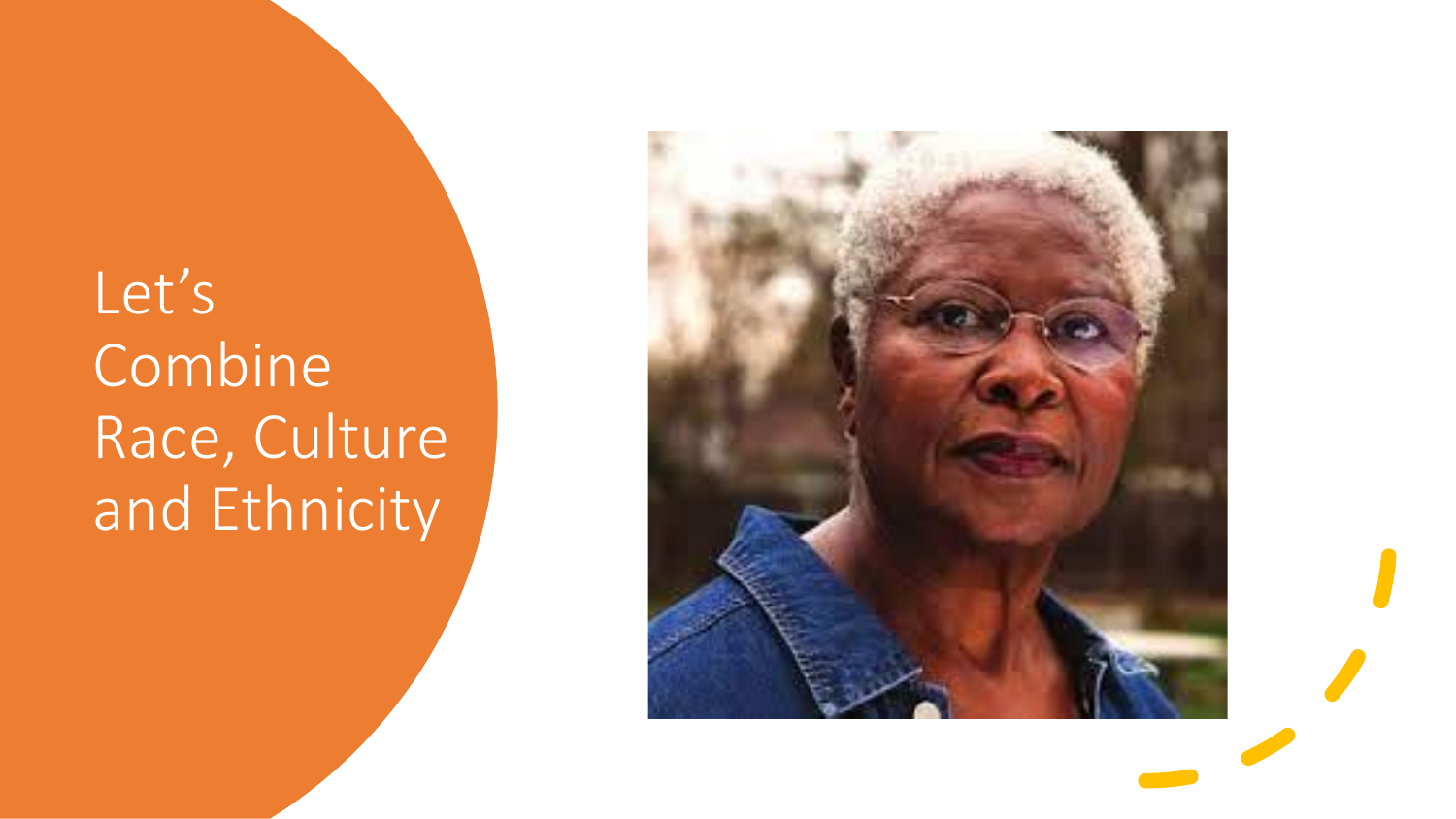# Let's Combine Race, Culture and Ethnicity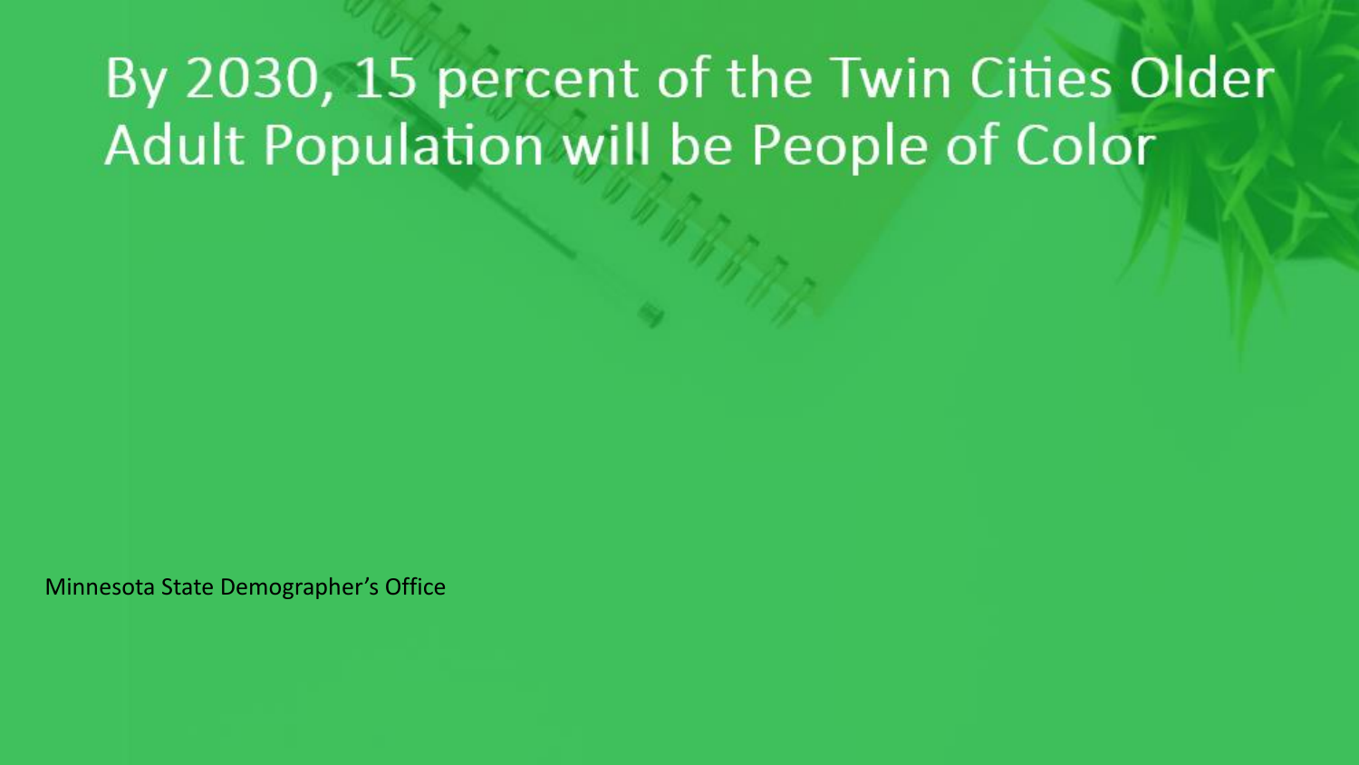# By 2030, 15 percent of the Twin Cities Older Adult Population will be People of Color

Minnesota State Demographer's Office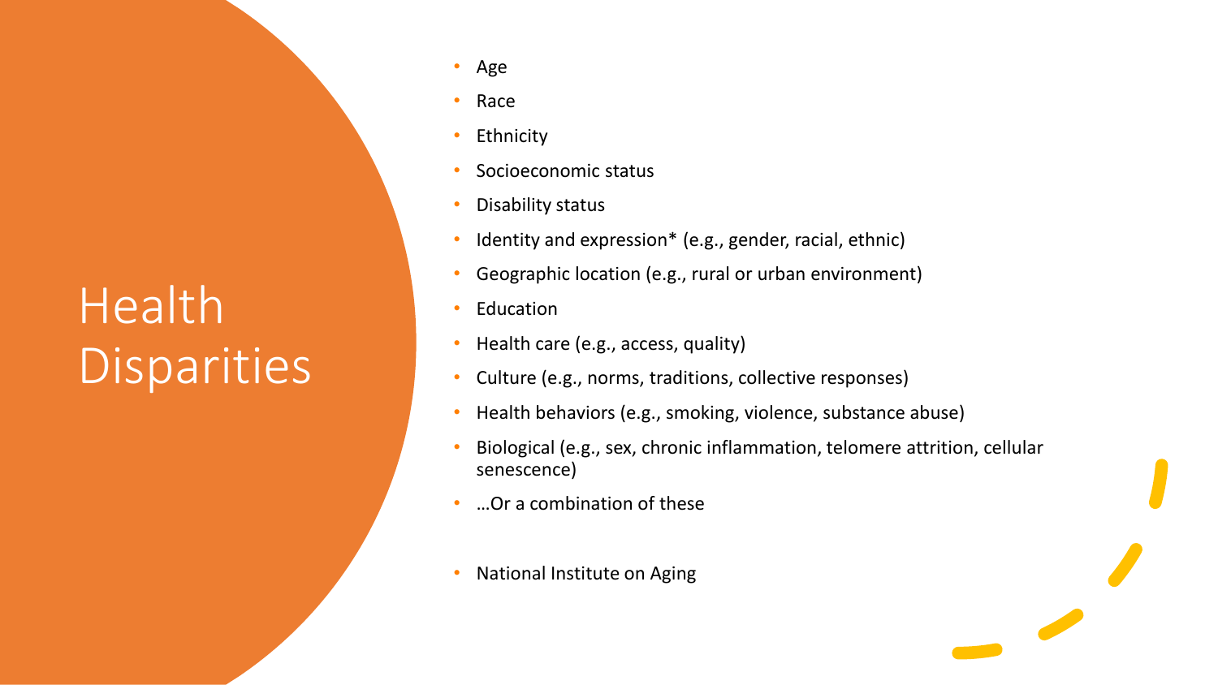# Health Disparities

- Age
- Race
- Ethnicity
- Socioeconomic status
- Disability status
- Identity and expression* (e.g., gender, racial, ethnic)
- Geographic location (e.g., rural or urban environment)
- Education
- Health care (e.g., access, quality)
- Culture (e.g., norms, traditions, collective responses)
- Health behaviors (e.g., smoking, violence, substance abuse)
- Biological (e.g., sex, chronic inflammation, telomere attrition, cellular senescence)
- …Or a combination of these

- National Institute on Aging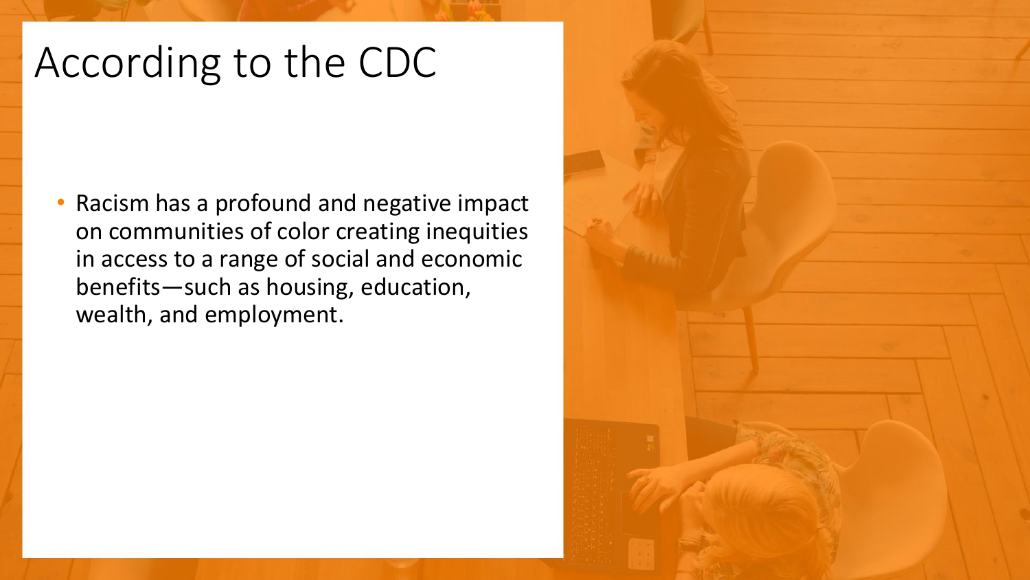# According to the CDC

- Racism has a profound and negative impact on communities of color creating inequities in access to a range of social and economic benefits—such as housing, education, wealth, and employment.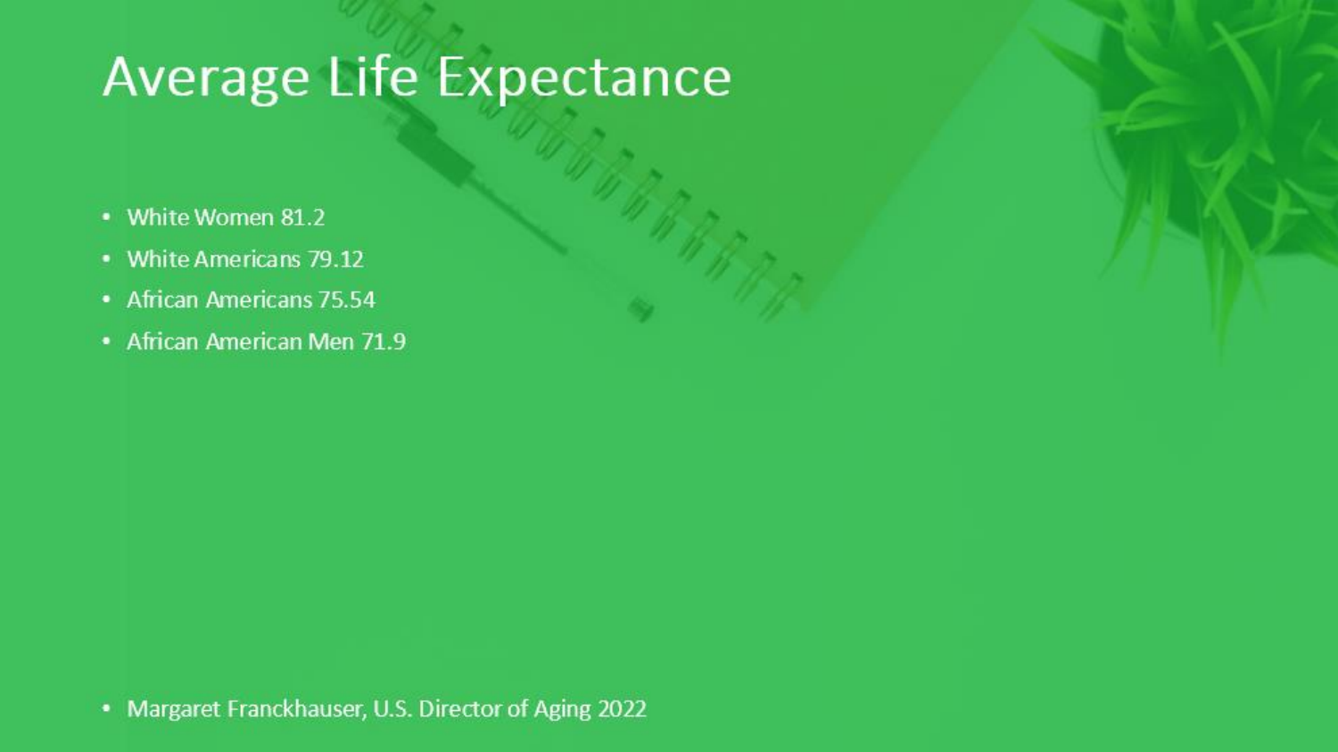# Average Life Expectance

- White Women 81.2
- White Americans 79.12
- African Americans 75.54
- African American Men 71.9

- Margaret Franckhauser, U.S. Director of Aging 2022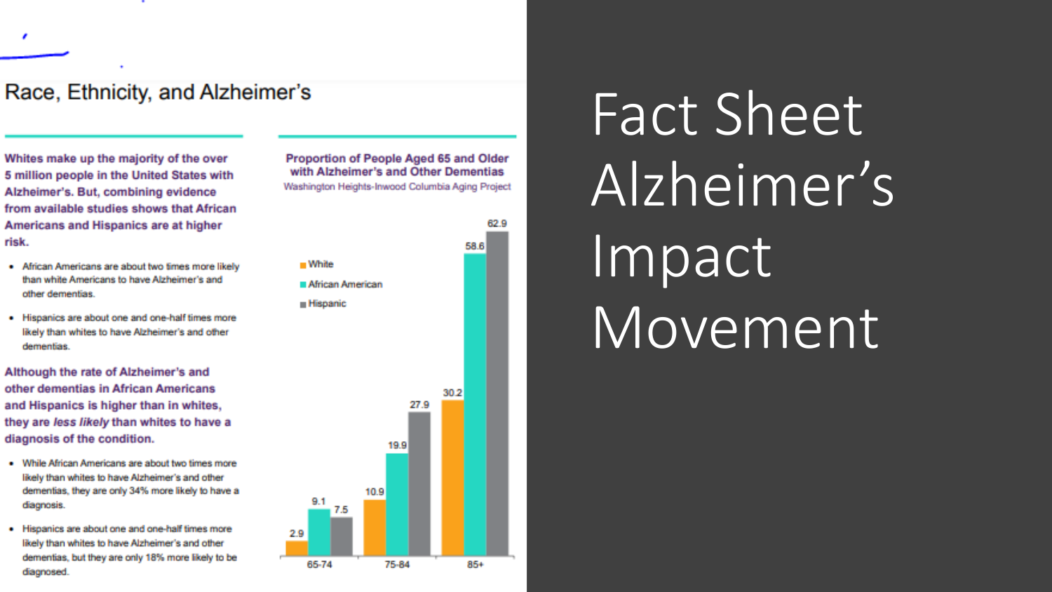# Fact Sheet Alzheimer's Impact Movement

## Race, Ethnicity, and Alzheimer's

**Whites make up the majority of the over 5 million people in the United States with Alzheimer's. But, combining evidence from available studies shows that African Americans and Hispanics are at higher risk.**

- African Americans are about two times more likely than white Americans to have Alzheimer's and other dementias.
- Hispanics are about one and one-half times more likely than whites to have Alzheimer's and other dementias.

**Although the rate of Alzheimer's and other dementias in African Americans and Hispanics is higher than in whites, they are *less likely* than whites to have a diagnosis of the condition.**

- While African Americans are about two times more likely than whites to have Alzheimer's and other dementias, they are only 34% more likely to have a diagnosis.
- Hispanics are about one and one-half times more likely than whites to have Alzheimer's and other dementias, but they are only 18% more likely to be diagnosed.

**Proportion of People Aged 65 and Older with Alzheimer's and Other Dementias**

Washington Heights-Inwood Columbia Aging Project

| Age | White | African American | Hispanic |
|---|---|---|---|
| 65-74 | 2.9 | 9.1 | 7.5 |
| 75-84 | 10.9 | 19.9 | 27.9 |
| 85+ | 30.2 | 58.6 | 62.9 |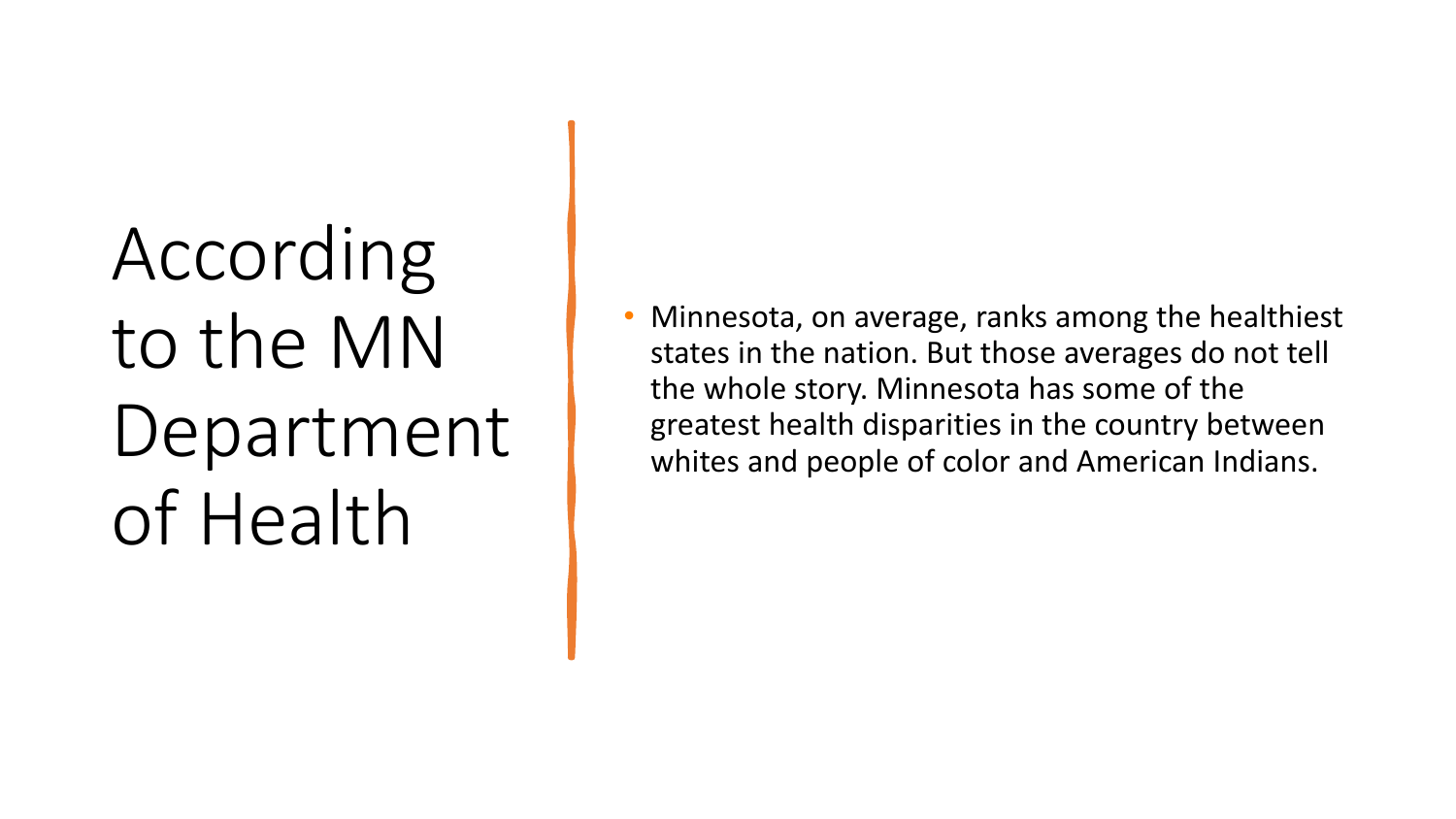# According to the MN Department of Health

- Minnesota, on average, ranks among the healthiest states in the nation. But those averages do not tell the whole story. Minnesota has some of the greatest health disparities in the country between whites and people of color and American Indians.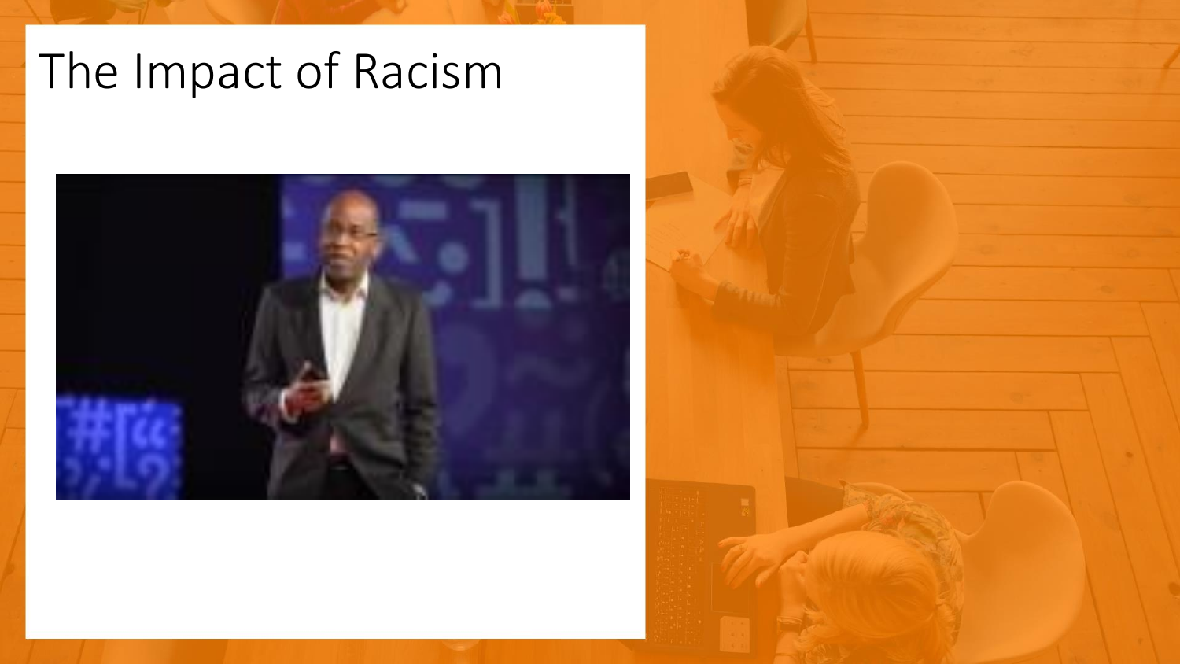# The Impact of Racism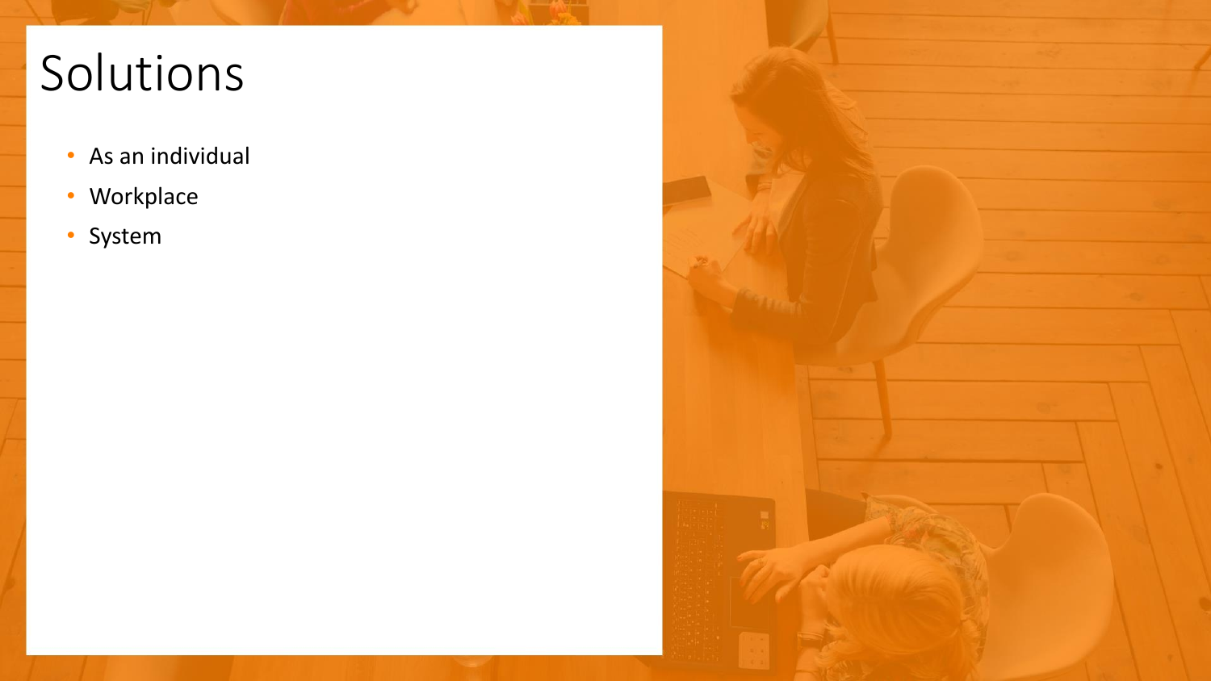# Solutions

- As an individual
- Workplace
- System